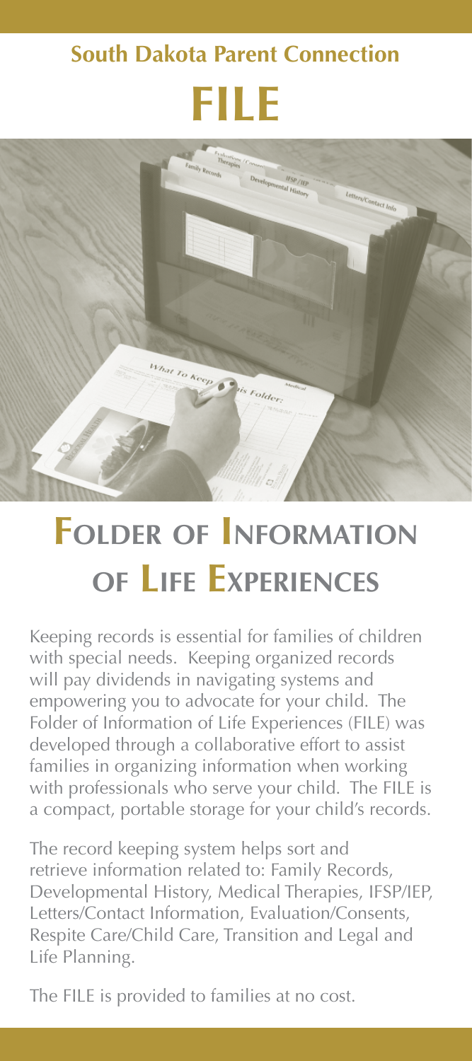## South Dakota Parent Connection

# FILE

# Folder of Information of Life Experiences

Keeping records is essential for families of children with special needs. Keeping organized records will pay dividends in navigating systems and empowering you to advocate for your child. The Folder of Information of Life Experiences (FILE) was developed through a collaborative effort to assist families in organizing information when working with professionals who serve your child. The FILE is a compact, portable storage for your child's records.

The record keeping system helps sort and retrieve information related to: Family Records, Developmental History, Medical Therapies, IFSP/IEP, Letters/Contact Information, Evaluation/Consents, Respite Care/Child Care, Transition and Legal and Life Planning.

The FILE is provided to families at no cost.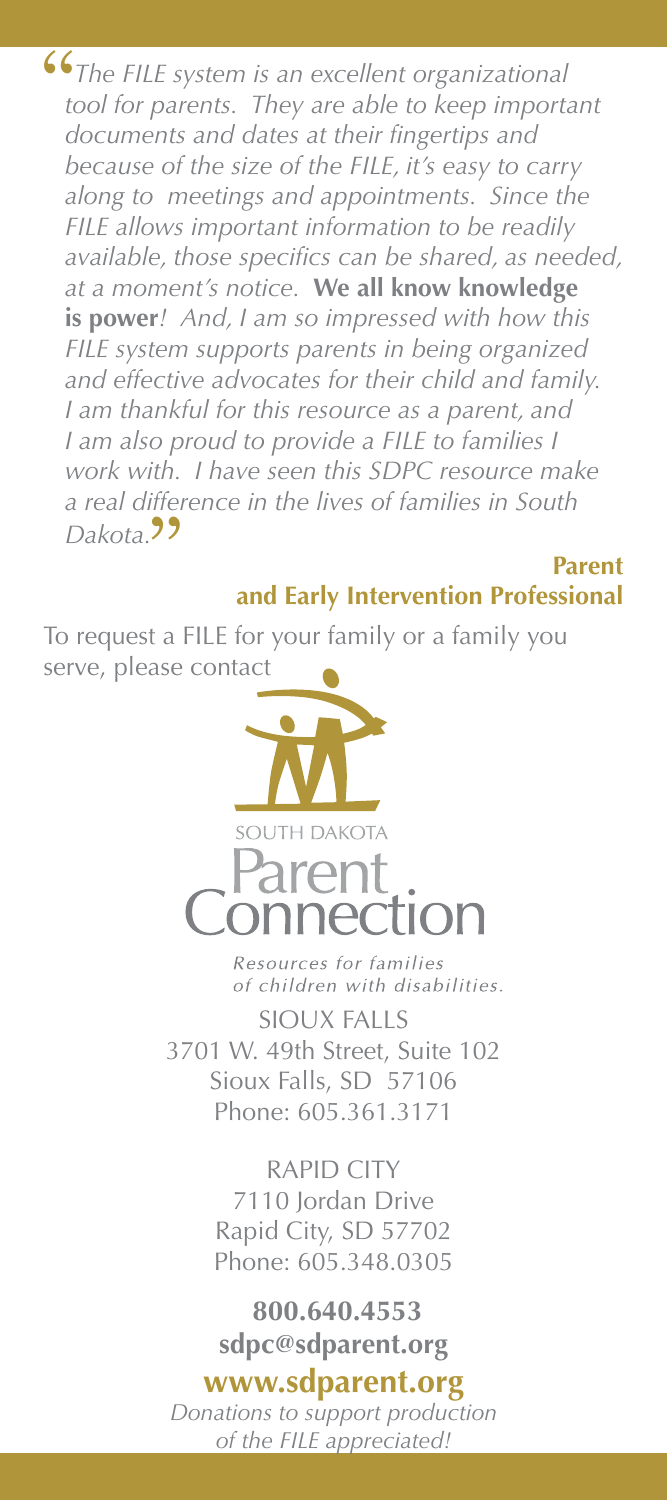*"The FILE system is an excellent organizational tool for parents. They are able to keep important documents and dates at their fingertips and because of the size of the FILE, it's easy to carry along to meetings and appointments. Since the FILE allows important information to be readily available, those specifics can be shared, as needed, at a moment's notice.* **We all know knowledge is power***! And, I am so impressed with how this FILE system supports parents in being organized and effective advocates for their child and family. I am thankful for this resource as a parent, and I am also proud to provide a FILE to families I work with. I have seen this SDPC resource make a real difference in the lives of families in South Dakota."*

**Parent and Early Intervention Professional**

To request a FILE for your family or a family you serve, please contact

SOUTH DAKOTA
Parent Connection

*Resources for families of children with disabilities.*

SIOUX FALLS
3701 W. 49th Street, Suite 102
Sioux Falls, SD 57106
Phone: 605.361.3171

RAPID CITY
7110 Jordan Drive
Rapid City, SD 57702
Phone: 605.348.0305

**800.640.4553**
**sdpc@sdparent.org**
**www.sdparent.org**

*Donations to support production of the FILE appreciated!*